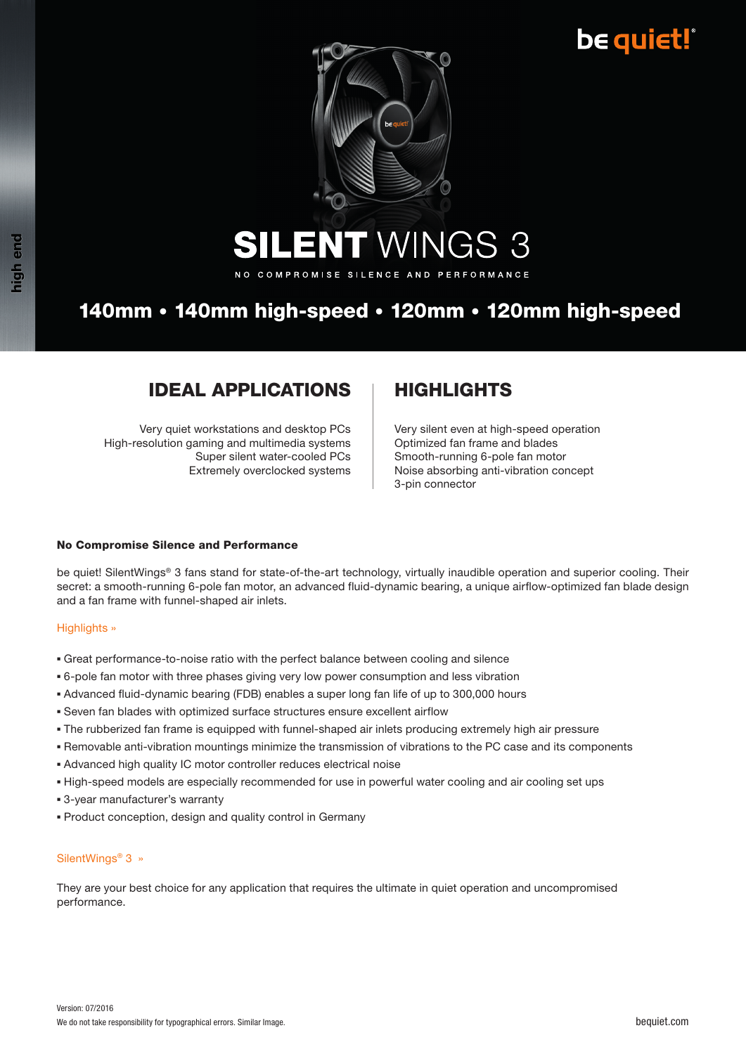be quiet!

high end

# SILENT WINGS 3

NO COMPROMISE SILENCE AND PERFORMANCE

## 140mm • 140mm high-speed • 120mm • 120mm high-speed

## IDEAL APPLICATIONS

Very quiet workstations and desktop PCs
High-resolution gaming and multimedia systems
Super silent water-cooled PCs
Extremely overclocked systems

## HIGHLIGHTS

Very silent even at high-speed operation
Optimized fan frame and blades
Smooth-running 6-pole fan motor
Noise absorbing anti-vibration concept
3-pin connector

**No Compromise Silence and Performance**

be quiet! SilentWings® 3 fans stand for state-of-the-art technology, virtually inaudible operation and superior cooling. Their secret: a smooth-running 6-pole fan motor, an advanced fluid-dynamic bearing, a unique airflow-optimized fan blade design and a fan frame with funnel-shaped air inlets.

Highlights »

- Great performance-to-noise ratio with the perfect balance between cooling and silence
- 6-pole fan motor with three phases giving very low power consumption and less vibration
- Advanced fluid-dynamic bearing (FDB) enables a super long fan life of up to 300,000 hours
- Seven fan blades with optimized surface structures ensure excellent airflow
- The rubberized fan frame is equipped with funnel-shaped air inlets producing extremely high air pressure
- Removable anti-vibration mountings minimize the transmission of vibrations to the PC case and its components
- Advanced high quality IC motor controller reduces electrical noise
- High-speed models are especially recommended for use in powerful water cooling and air cooling set ups
- 3-year manufacturer's warranty
- Product conception, design and quality control in Germany

SilentWings® 3 »

They are your best choice for any application that requires the ultimate in quiet operation and uncompromised performance.

Version: 07/2016
We do not take responsibility for typographical errors. Similar Image.

bequiet.com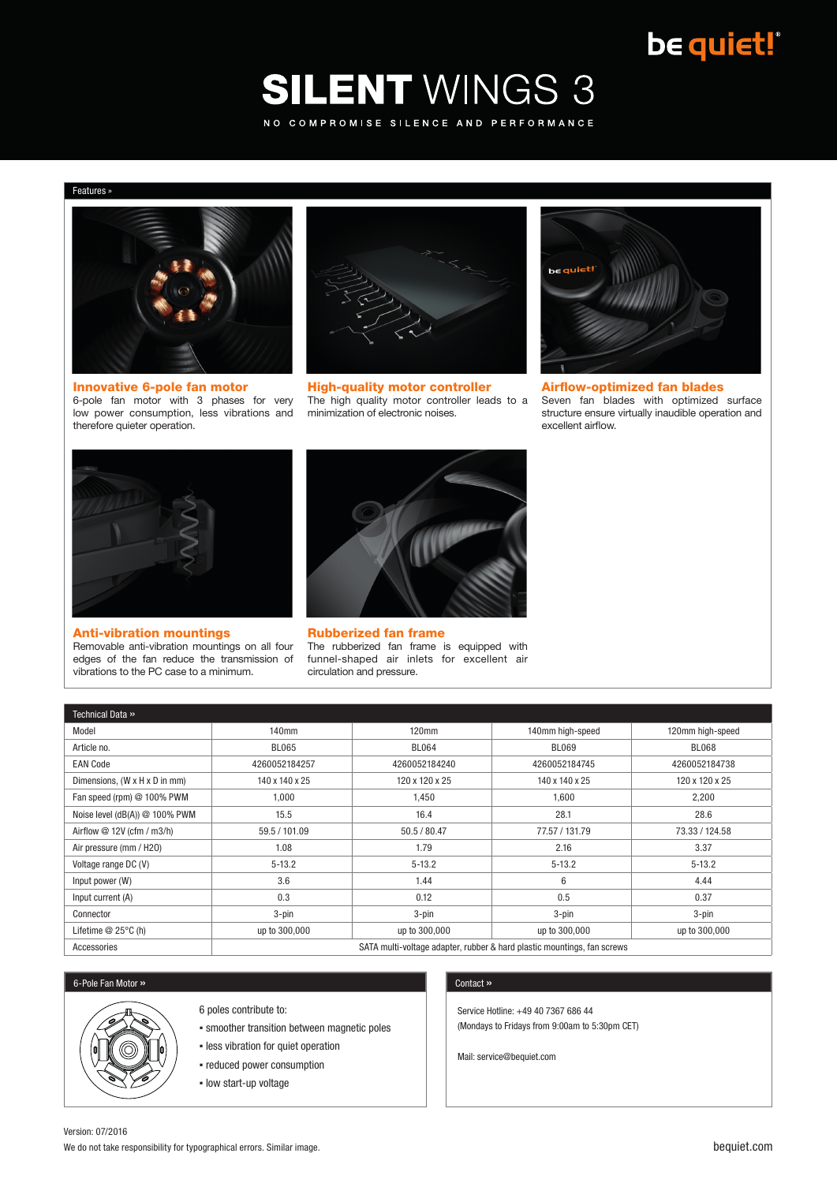be quiet!

# SILENT WINGS 3

NO COMPROMISE SILENCE AND PERFORMANCE

## Features »

### Innovative 6-pole fan motor

6-pole fan motor with 3 phases for very low power consumption, less vibrations and therefore quieter operation.

### High-quality motor controller

The high quality motor controller leads to a minimization of electronic noises.

### Airflow-optimized fan blades

Seven fan blades with optimized surface structure ensure virtually inaudible operation and excellent airflow.

### Anti-vibration mountings

Removable anti-vibration mountings on all four edges of the fan reduce the transmission of vibrations to the PC case to a minimum.

### Rubberized fan frame

The rubberized fan frame is equipped with funnel-shaped air inlets for excellent air circulation and pressure.

## Technical Data »

| Model | 140mm | 120mm | 140mm high-speed | 120mm high-speed |
|---|---|---|---|---|
| Article no. | BL065 | BL064 | BL069 | BL068 |
| EAN Code | 4260052184257 | 4260052184240 | 4260052184745 | 4260052184738 |
| Dimensions, (W x H x D in mm) | 140 x 140 x 25 | 120 x 120 x 25 | 140 x 140 x 25 | 120 x 120 x 25 |
| Fan speed (rpm) @ 100% PWM | 1,000 | 1,450 | 1,600 | 2,200 |
| Noise level (dB(A)) @ 100% PWM | 15.5 | 16.4 | 28.1 | 28.6 |
| Airflow @ 12V (cfm / m3/h) | 59.5 / 101.09 | 50.5 / 80.47 | 77.57 / 131.79 | 73.33 / 124.58 |
| Air pressure (mm / H2O) | 1.08 | 1.79 | 2.16 | 3.37 |
| Voltage range DC (V) | 5-13.2 | 5-13.2 | 5-13.2 | 5-13.2 |
| Input power (W) | 3.6 | 1.44 | 6 | 4.44 |
| Input current (A) | 0.3 | 0.12 | 0.5 | 0.37 |
| Connector | 3-pin | 3-pin | 3-pin | 3-pin |
| Lifetime @ 25°C (h) | up to 300,000 | up to 300,000 | up to 300,000 | up to 300,000 |
| Accessories | SATA multi-voltage adapter, rubber & hard plastic mountings, fan screws | | | |

## 6-Pole Fan Motor »

6 poles contribute to:

- smoother transition between magnetic poles
- less vibration for quiet operation
- reduced power consumption
- low start-up voltage

## Contact »

Service Hotline: +49 40 7367 686 44
(Mondays to Fridays from 9:00am to 5:30pm CET)

Mail: service@bequiet.com

Version: 07/2016

We do not take responsibility for typographical errors. Similar image.

bequiet.com